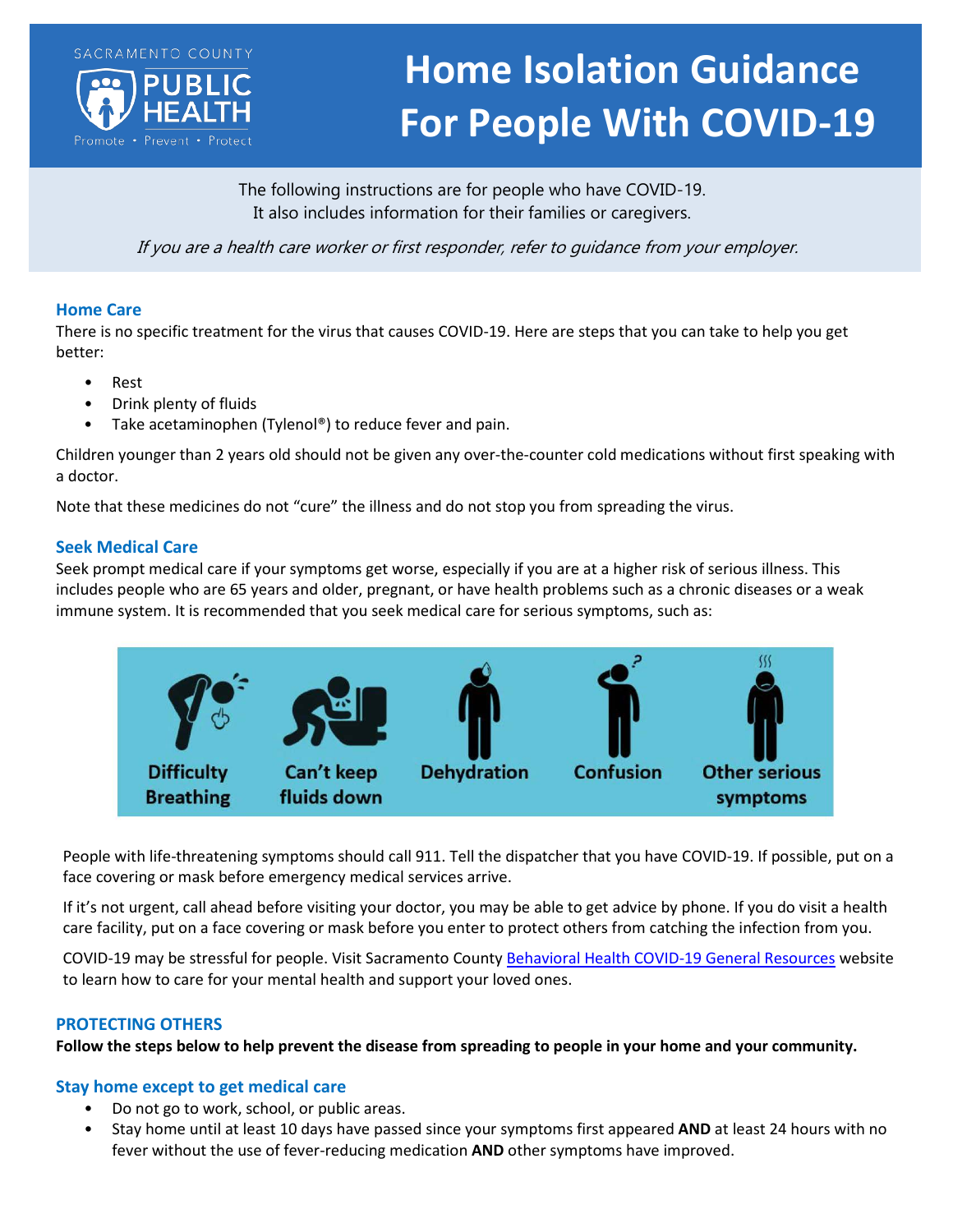SACRAMENTO COUNTY PUBLIC HEALTH
Promote • Prevent • Protect

# Home Isolation Guidance For People With COVID-19

The following instructions are for people who have COVID-19.
It also includes information for their families or caregivers.

*If you are a health care worker or first responder, refer to guidance from your employer.*

## Home Care

There is no specific treatment for the virus that causes COVID-19. Here are steps that you can take to help you get better:

- Rest
- Drink plenty of fluids
- Take acetaminophen (Tylenol®) to reduce fever and pain.

Children younger than 2 years old should not be given any over-the-counter cold medications without first speaking with a doctor.

Note that these medicines do not "cure" the illness and do not stop you from spreading the virus.

## Seek Medical Care

Seek prompt medical care if your symptoms get worse, especially if you are at a higher risk of serious illness. This includes people who are 65 years and older, pregnant, or have health problems such as a chronic diseases or a weak immune system. It is recommended that you seek medical care for serious symptoms, such as:

Difficulty Breathing | Can't keep fluids down | Dehydration | Confusion | Other serious symptoms

People with life-threatening symptoms should call 911. Tell the dispatcher that you have COVID-19. If possible, put on a face covering or mask before emergency medical services arrive.

If it's not urgent, call ahead before visiting your doctor, you may be able to get advice by phone. If you do visit a health care facility, put on a face covering or mask before you enter to protect others from catching the infection from you.

COVID-19 may be stressful for people. Visit Sacramento County Behavioral Health COVID-19 General Resources website to learn how to care for your mental health and support your loved ones.

## PROTECTING OTHERS

**Follow the steps below to help prevent the disease from spreading to people in your home and your community.**

### Stay home except to get medical care

- Do not go to work, school, or public areas.
- Stay home until at least 10 days have passed since your symptoms first appeared **AND** at least 24 hours with no fever without the use of fever-reducing medication **AND** other symptoms have improved.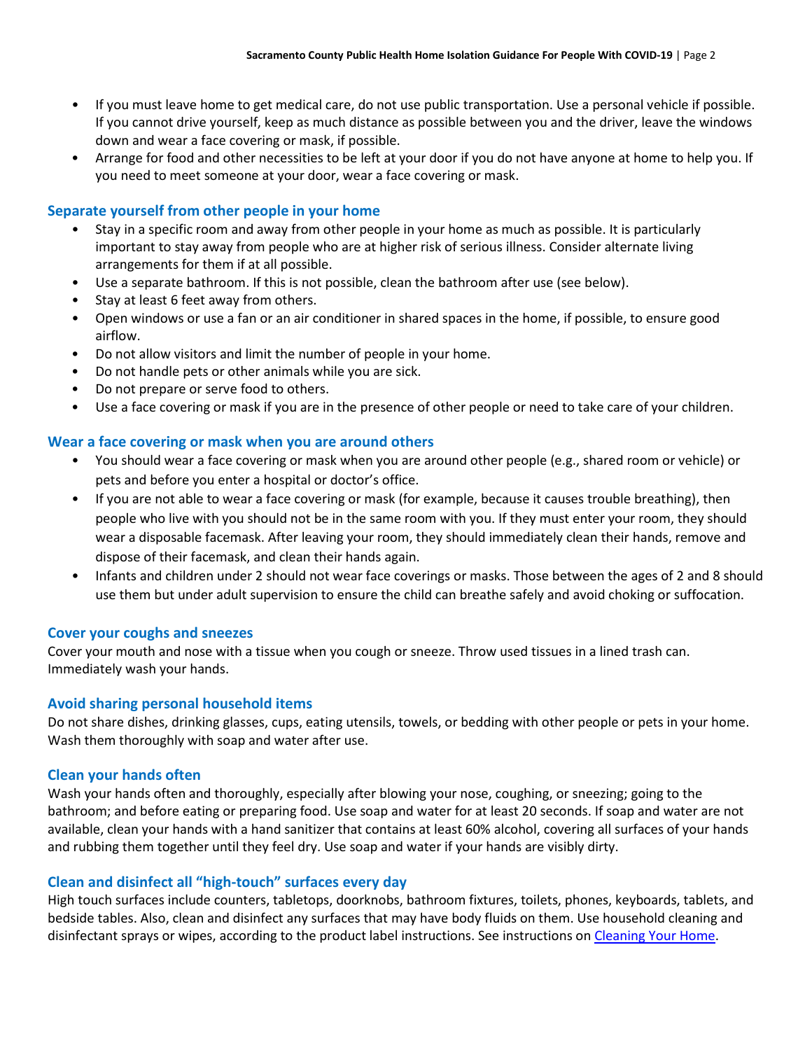- If you must leave home to get medical care, do not use public transportation. Use a personal vehicle if possible. If you cannot drive yourself, keep as much distance as possible between you and the driver, leave the windows down and wear a face covering or mask, if possible.
- Arrange for food and other necessities to be left at your door if you do not have anyone at home to help you. If you need to meet someone at your door, wear a face covering or mask.

### Separate yourself from other people in your home

- Stay in a specific room and away from other people in your home as much as possible. It is particularly important to stay away from people who are at higher risk of serious illness. Consider alternate living arrangements for them if at all possible.
- Use a separate bathroom. If this is not possible, clean the bathroom after use (see below).
- Stay at least 6 feet away from others.
- Open windows or use a fan or an air conditioner in shared spaces in the home, if possible, to ensure good airflow.
- Do not allow visitors and limit the number of people in your home.
- Do not handle pets or other animals while you are sick.
- Do not prepare or serve food to others.
- Use a face covering or mask if you are in the presence of other people or need to take care of your children.

### Wear a face covering or mask when you are around others

- You should wear a face covering or mask when you are around other people (e.g., shared room or vehicle) or pets and before you enter a hospital or doctor's office.
- If you are not able to wear a face covering or mask (for example, because it causes trouble breathing), then people who live with you should not be in the same room with you. If they must enter your room, they should wear a disposable facemask. After leaving your room, they should immediately clean their hands, remove and dispose of their facemask, and clean their hands again.
- Infants and children under 2 should not wear face coverings or masks. Those between the ages of 2 and 8 should use them but under adult supervision to ensure the child can breathe safely and avoid choking or suffocation.

### Cover your coughs and sneezes

Cover your mouth and nose with a tissue when you cough or sneeze. Throw used tissues in a lined trash can. Immediately wash your hands.

### Avoid sharing personal household items

Do not share dishes, drinking glasses, cups, eating utensils, towels, or bedding with other people or pets in your home. Wash them thoroughly with soap and water after use.

### Clean your hands often

Wash your hands often and thoroughly, especially after blowing your nose, coughing, or sneezing; going to the bathroom; and before eating or preparing food. Use soap and water for at least 20 seconds. If soap and water are not available, clean your hands with a hand sanitizer that contains at least 60% alcohol, covering all surfaces of your hands and rubbing them together until they feel dry. Use soap and water if your hands are visibly dirty.

### Clean and disinfect all "high-touch" surfaces every day

High touch surfaces include counters, tabletops, doorknobs, bathroom fixtures, toilets, phones, keyboards, tablets, and bedside tables. Also, clean and disinfect any surfaces that may have body fluids on them. Use household cleaning and disinfectant sprays or wipes, according to the product label instructions. See instructions on Cleaning Your Home.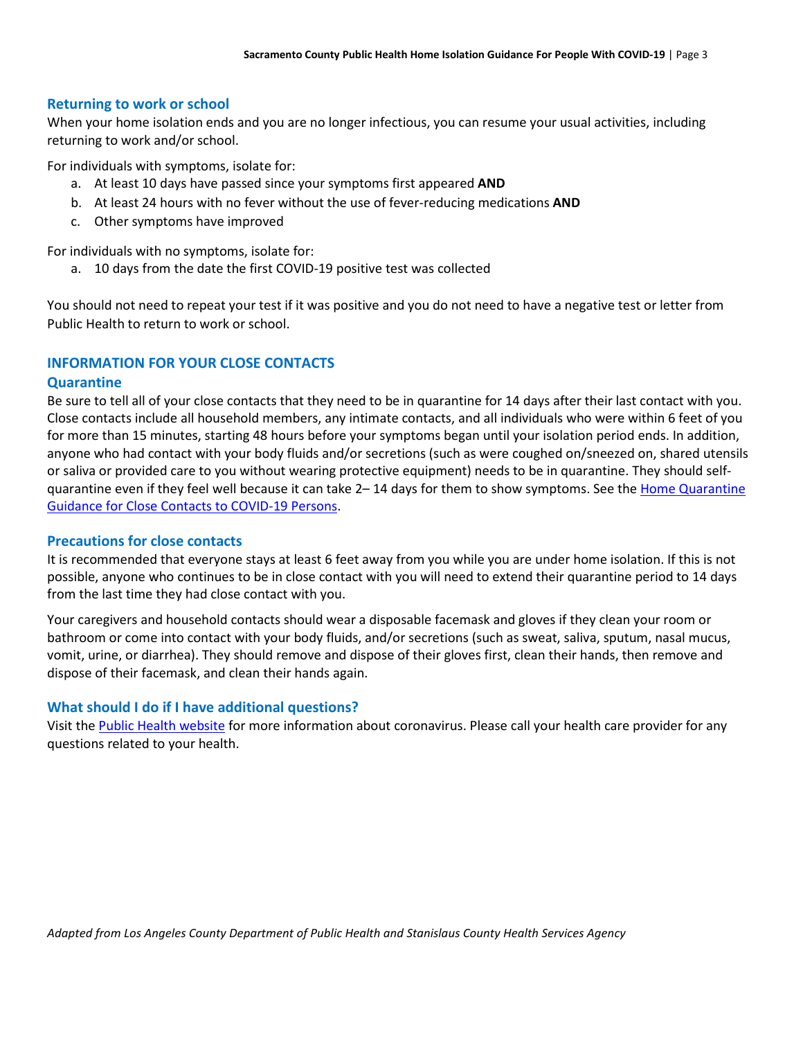## Returning to work or school

When your home isolation ends and you are no longer infectious, you can resume your usual activities, including returning to work and/or school.

For individuals with symptoms, isolate for:

a. At least 10 days have passed since your symptoms first appeared **AND**
b. At least 24 hours with no fever without the use of fever-reducing medications **AND**
c. Other symptoms have improved

For individuals with no symptoms, isolate for:

a. 10 days from the date the first COVID-19 positive test was collected

You should not need to repeat your test if it was positive and you do not need to have a negative test or letter from Public Health to return to work or school.

## INFORMATION FOR YOUR CLOSE CONTACTS

### Quarantine

Be sure to tell all of your close contacts that they need to be in quarantine for 14 days after their last contact with you. Close contacts include all household members, any intimate contacts, and all individuals who were within 6 feet of you for more than 15 minutes, starting 48 hours before your symptoms began until your isolation period ends. In addition, anyone who had contact with your body fluids and/or secretions (such as were coughed on/sneezed on, shared utensils or saliva or provided care to you without wearing protective equipment) needs to be in quarantine. They should self-quarantine even if they feel well because it can take 2– 14 days for them to show symptoms. See the Home Quarantine Guidance for Close Contacts to COVID-19 Persons.

### Precautions for close contacts

It is recommended that everyone stays at least 6 feet away from you while you are under home isolation. If this is not possible, anyone who continues to be in close contact with you will need to extend their quarantine period to 14 days from the last time they had close contact with you.

Your caregivers and household contacts should wear a disposable facemask and gloves if they clean your room or bathroom or come into contact with your body fluids, and/or secretions (such as sweat, saliva, sputum, nasal mucus, vomit, urine, or diarrhea). They should remove and dispose of their gloves first, clean their hands, then remove and dispose of their facemask, and clean their hands again.

### What should I do if I have additional questions?

Visit the Public Health website for more information about coronavirus. Please call your health care provider for any questions related to your health.

*Adapted from Los Angeles County Department of Public Health and Stanislaus County Health Services Agency*